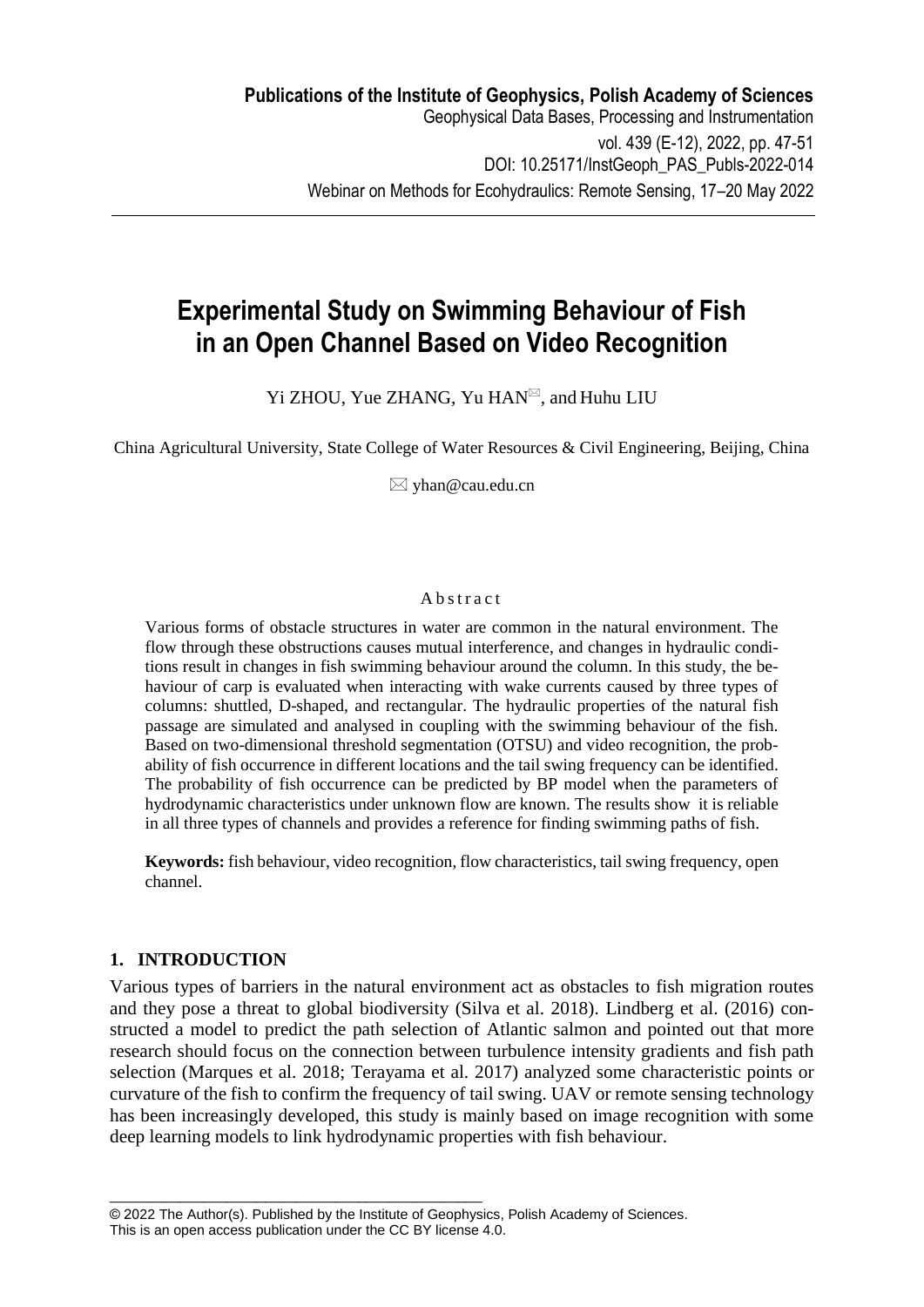Publications of the Institute of Geophysics, Polish Academy of Sciences
Geophysical Data Bases, Processing and Instrumentation
vol. 439 (E-12), 2022, pp. 47-51
DOI: 10.25171/InstGeoph_PAS_Publs-2022-014
Webinar on Methods for Ecohydraulics: Remote Sensing, 17–20 May 2022

# Experimental Study on Swimming Behaviour of Fish in an Open Channel Based on Video Recognition

Yi ZHOU, Yue ZHANG, Yu HAN✉, and Huhu LIU

China Agricultural University, State College of Water Resources & Civil Engineering, Beijing, China

✉ yhan@cau.edu.cn

Abstract

Various forms of obstacle structures in water are common in the natural environment. The flow through these obstructions causes mutual interference, and changes in hydraulic conditions result in changes in fish swimming behaviour around the column. In this study, the behaviour of carp is evaluated when interacting with wake currents caused by three types of columns: shuttled, D-shaped, and rectangular. The hydraulic properties of the natural fish passage are simulated and analysed in coupling with the swimming behaviour of the fish. Based on two-dimensional threshold segmentation (OTSU) and video recognition, the probability of fish occurrence in different locations and the tail swing frequency can be identified. The probability of fish occurrence can be predicted by BP model when the parameters of hydrodynamic characteristics under unknown flow are known. The results show it is reliable in all three types of channels and provides a reference for finding swimming paths of fish.

**Keywords:** fish behaviour, video recognition, flow characteristics, tail swing frequency, open channel.

## 1. INTRODUCTION

Various types of barriers in the natural environment act as obstacles to fish migration routes and they pose a threat to global biodiversity (Silva et al. 2018). Lindberg et al. (2016) constructed a model to predict the path selection of Atlantic salmon and pointed out that more research should focus on the connection between turbulence intensity gradients and fish path selection (Marques et al. 2018; Terayama et al. 2017) analyzed some characteristic points or curvature of the fish to confirm the frequency of tail swing. UAV or remote sensing technology has been increasingly developed, this study is mainly based on image recognition with some deep learning models to link hydrodynamic properties with fish behaviour.

© 2022 The Author(s). Published by the Institute of Geophysics, Polish Academy of Sciences.
This is an open access publication under the CC BY license 4.0.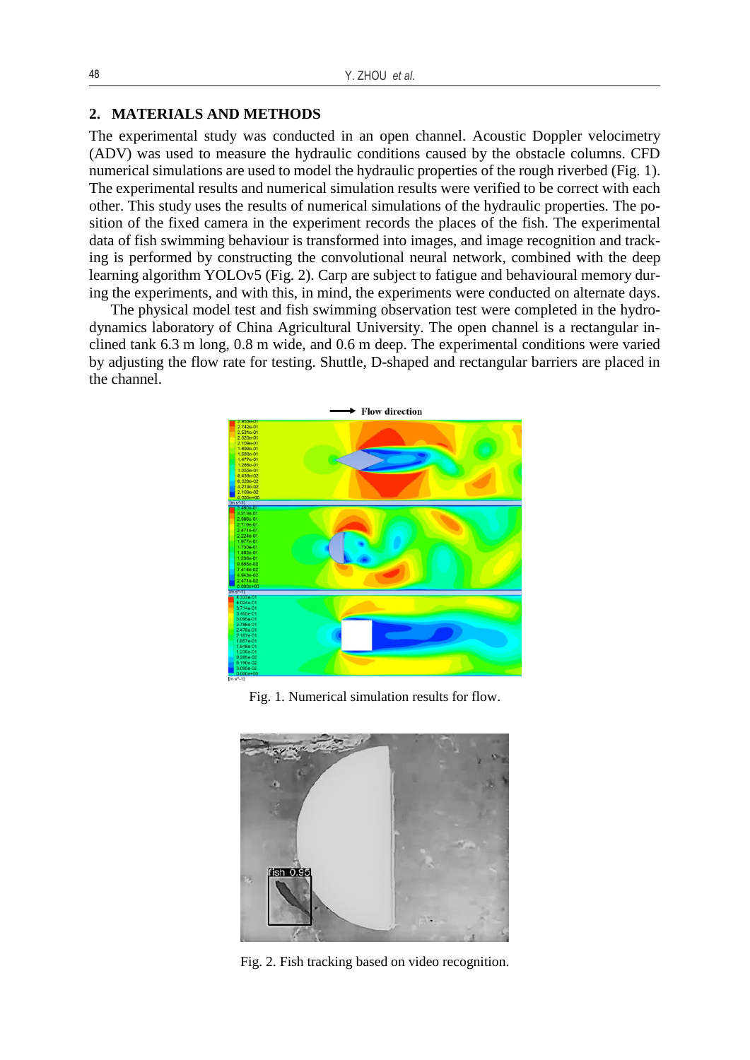## 2. MATERIALS AND METHODS

The experimental study was conducted in an open channel. Acoustic Doppler velocimetry (ADV) was used to measure the hydraulic conditions caused by the obstacle columns. CFD numerical simulations are used to model the hydraulic properties of the rough riverbed (Fig. 1). The experimental results and numerical simulation results were verified to be correct with each other. This study uses the results of numerical simulations of the hydraulic properties. The position of the fixed camera in the experiment records the places of the fish. The experimental data of fish swimming behaviour is transformed into images, and image recognition and tracking is performed by constructing the convolutional neural network, combined with the deep learning algorithm YOLOv5 (Fig. 2). Carp are subject to fatigue and behavioural memory during the experiments, and with this, in mind, the experiments were conducted on alternate days.

The physical model test and fish swimming observation test were completed in the hydrodynamics laboratory of China Agricultural University. The open channel is a rectangular inclined tank 6.3 m long, 0.8 m wide, and 0.6 m deep. The experimental conditions were varied by adjusting the flow rate for testing. Shuttle, D-shaped and rectangular barriers are placed in the channel.

Fig. 1. Numerical simulation results for flow.

Fig. 2. Fish tracking based on video recognition.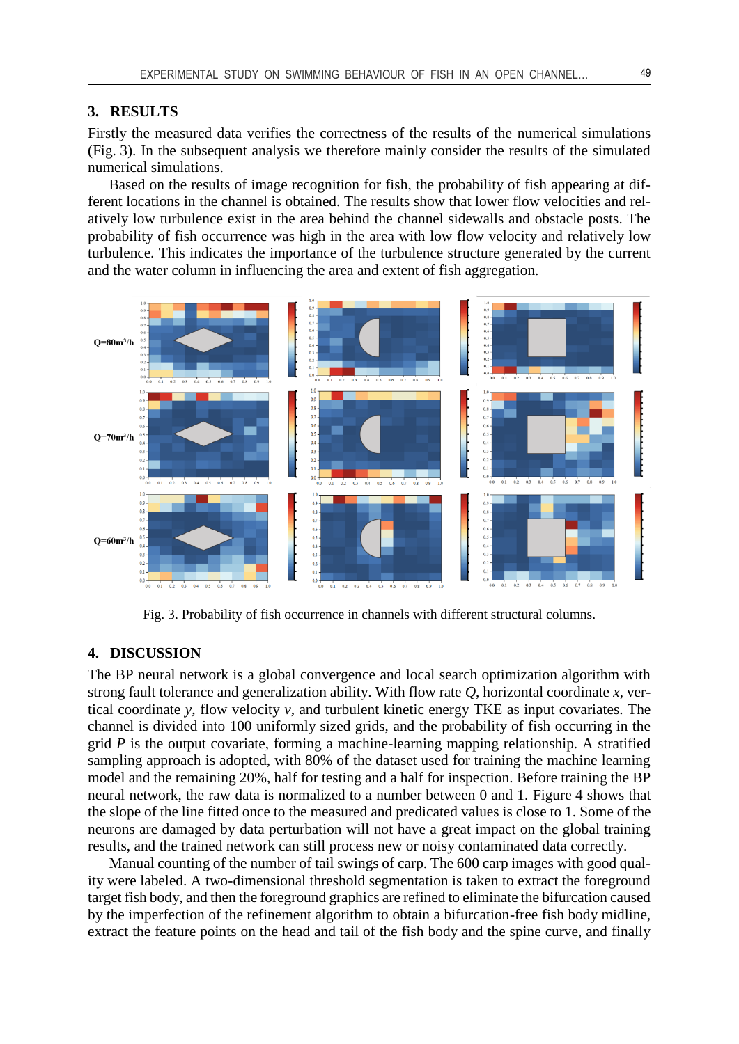## 3. RESULTS

Firstly the measured data verifies the correctness of the results of the numerical simulations (Fig. 3). In the subsequent analysis we therefore mainly consider the results of the simulated numerical simulations.

Based on the results of image recognition for fish, the probability of fish appearing at different locations in the channel is obtained. The results show that lower flow velocities and relatively low turbulence exist in the area behind the channel sidewalls and obstacle posts. The probability of fish occurrence was high in the area with low flow velocity and relatively low turbulence. This indicates the importance of the turbulence structure generated by the current and the water column in influencing the area and extent of fish aggregation.

Fig. 3. Probability of fish occurrence in channels with different structural columns.

## 4. DISCUSSION

The BP neural network is a global convergence and local search optimization algorithm with strong fault tolerance and generalization ability. With flow rate $Q$, horizontal coordinate $x$, vertical coordinate $y$, flow velocity $v$, and turbulent kinetic energy TKE as input covariates. The channel is divided into 100 uniformly sized grids, and the probability of fish occurring in the grid $P$ is the output covariate, forming a machine-learning mapping relationship. A stratified sampling approach is adopted, with 80% of the dataset used for training the machine learning model and the remaining 20%, half for testing and a half for inspection. Before training the BP neural network, the raw data is normalized to a number between 0 and 1. Figure 4 shows that the slope of the line fitted once to the measured and predicated values is close to 1. Some of the neurons are damaged by data perturbation will not have a great impact on the global training results, and the trained network can still process new or noisy contaminated data correctly.

Manual counting of the number of tail swings of carp. The 600 carp images with good quality were labeled. A two-dimensional threshold segmentation is taken to extract the foreground target fish body, and then the foreground graphics are refined to eliminate the bifurcation caused by the imperfection of the refinement algorithm to obtain a bifurcation-free fish body midline, extract the feature points on the head and tail of the fish body and the spine curve, and finally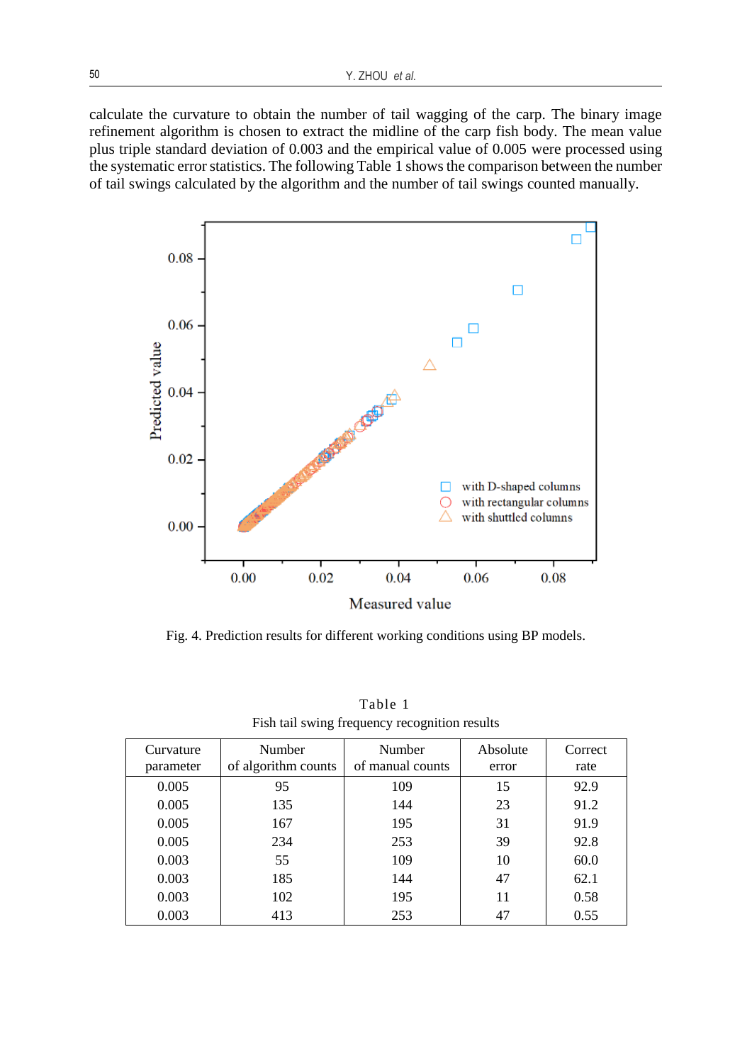calculate the curvature to obtain the number of tail wagging of the carp. The binary image refinement algorithm is chosen to extract the midline of the carp fish body. The mean value plus triple standard deviation of 0.003 and the empirical value of 0.005 were processed using the systematic error statistics. The following Table 1 shows the comparison between the number of tail swings calculated by the algorithm and the number of tail swings counted manually.

Fig. 4. Prediction results for different working conditions using BP models.

Table 1

Fish tail swing frequency recognition results

| Curvature parameter | Number of algorithm counts | Number of manual counts | Absolute error | Correct rate |
|---|---|---|---|---|
| 0.005 | 95 | 109 | 15 | 92.9 |
| 0.005 | 135 | 144 | 23 | 91.2 |
| 0.005 | 167 | 195 | 31 | 91.9 |
| 0.005 | 234 | 253 | 39 | 92.8 |
| 0.003 | 55 | 109 | 10 | 60.0 |
| 0.003 | 185 | 144 | 47 | 62.1 |
| 0.003 | 102 | 195 | 11 | 0.58 |
| 0.003 | 413 | 253 | 47 | 0.55 |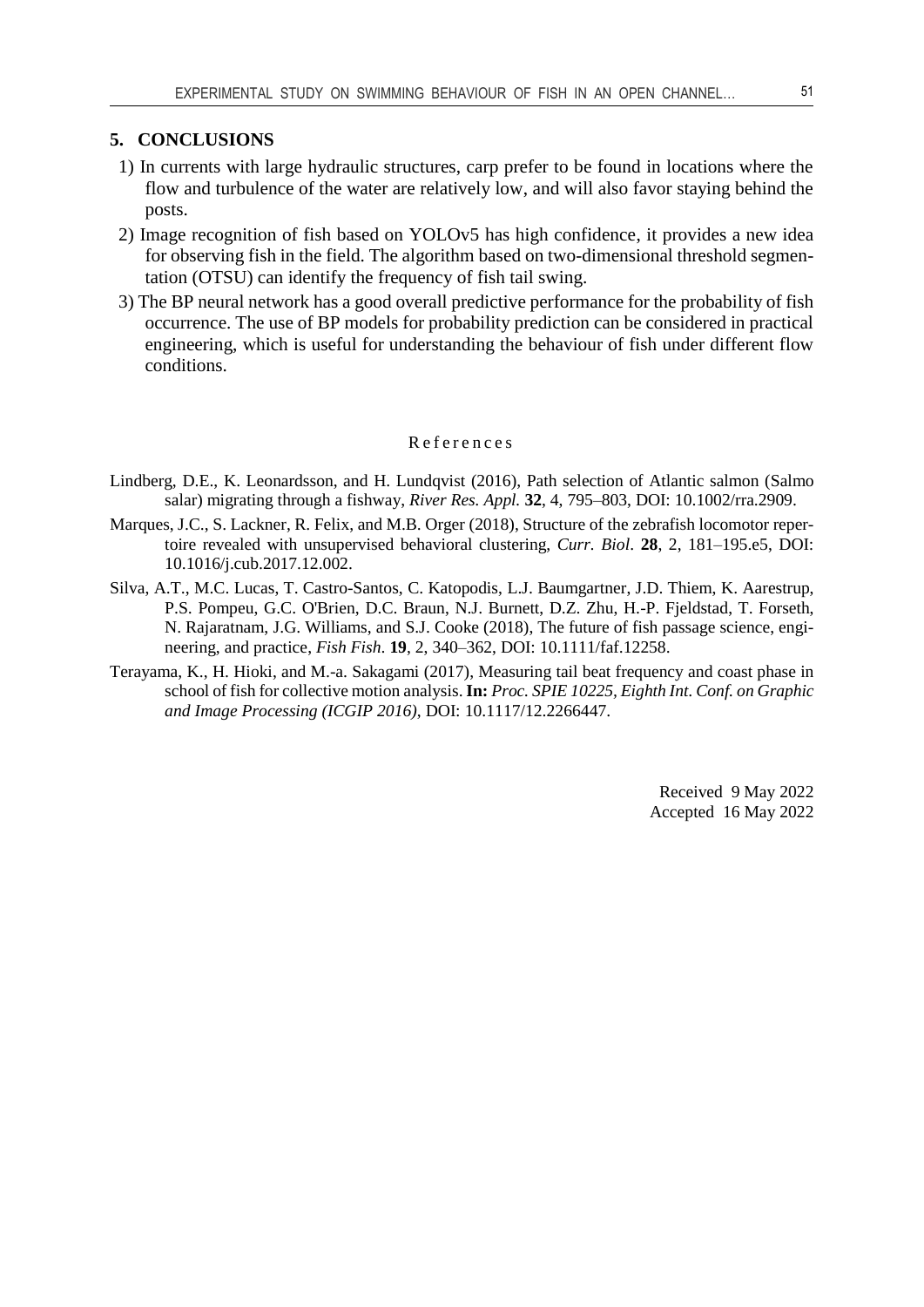## 5. CONCLUSIONS

1) In currents with large hydraulic structures, carp prefer to be found in locations where the flow and turbulence of the water are relatively low, and will also favor staying behind the posts.
2) Image recognition of fish based on YOLOv5 has high confidence, it provides a new idea for observing fish in the field. The algorithm based on two-dimensional threshold segmentation (OTSU) can identify the frequency of fish tail swing.
3) The BP neural network has a good overall predictive performance for the probability of fish occurrence. The use of BP models for probability prediction can be considered in practical engineering, which is useful for understanding the behaviour of fish under different flow conditions.

### References

Lindberg, D.E., K. Leonardsson, and H. Lundqvist (2016), Path selection of Atlantic salmon (Salmo salar) migrating through a fishway, *River Res. Appl.* **32**, 4, 795–803, DOI: 10.1002/rra.2909.

Marques, J.C., S. Lackner, R. Felix, and M.B. Orger (2018), Structure of the zebrafish locomotor repertoire revealed with unsupervised behavioral clustering, *Curr. Biol*. **28**, 2, 181–195.e5, DOI: 10.1016/j.cub.2017.12.002.

Silva, A.T., M.C. Lucas, T. Castro-Santos, C. Katopodis, L.J. Baumgartner, J.D. Thiem, K. Aarestrup, P.S. Pompeu, G.C. O'Brien, D.C. Braun, N.J. Burnett, D.Z. Zhu, H.-P. Fjeldstad, T. Forseth, N. Rajaratnam, J.G. Williams, and S.J. Cooke (2018), The future of fish passage science, engineering, and practice, *Fish Fish*. **19**, 2, 340–362, DOI: 10.1111/faf.12258.

Terayama, K., H. Hioki, and M.-a. Sakagami (2017), Measuring tail beat frequency and coast phase in school of fish for collective motion analysis. **In:** *Proc. SPIE 10225, Eighth Int. Conf. on Graphic and Image Processing (ICGIP 2016)*, DOI: 10.1117/12.2266447.

Received 9 May 2022
Accepted 16 May 2022